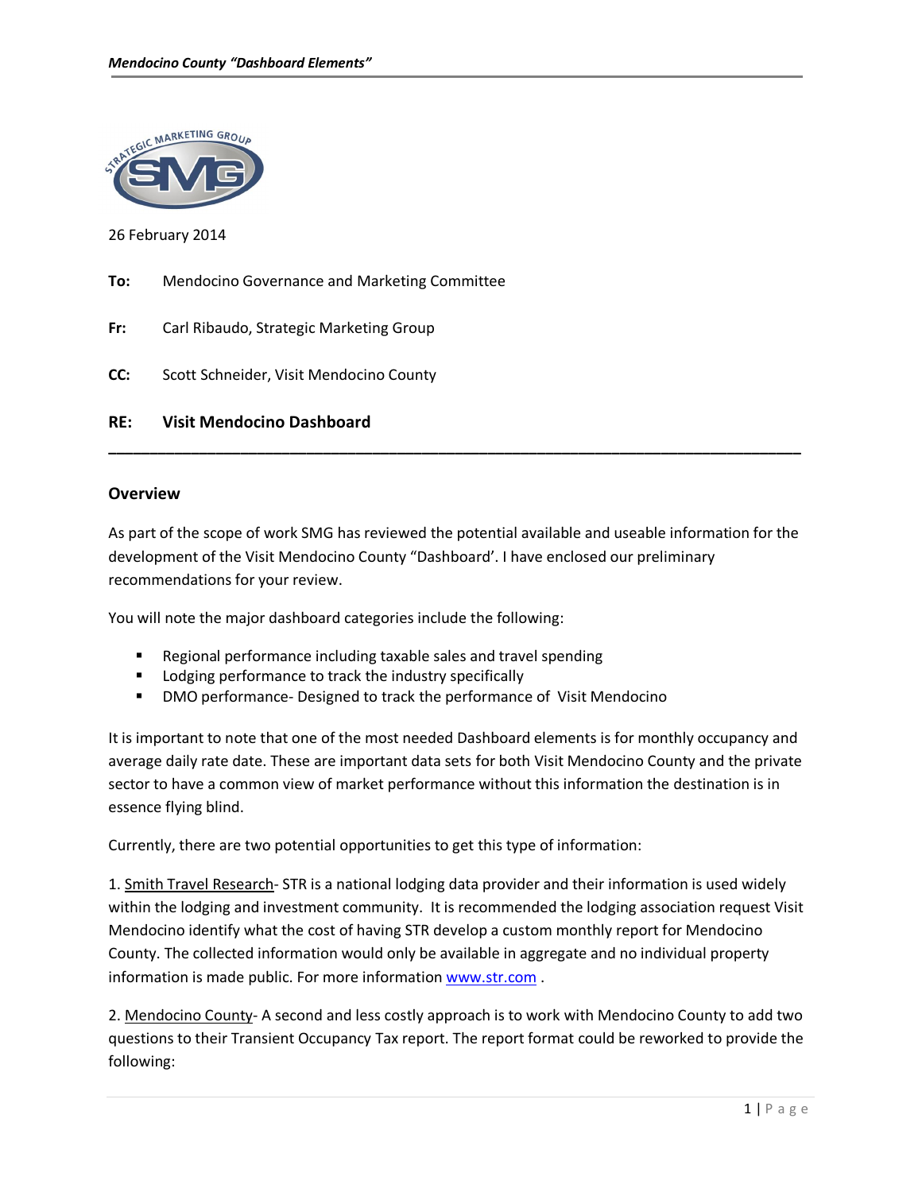26 February 2014

**To:** Mendocino Governance and Marketing Committee

**Fr:** Carl Ribaudo, Strategic Marketing Group

**CC:** Scott Schneider, Visit Mendocino County

**RE:** **Visit Mendocino Dashboard**

---

## Overview

As part of the scope of work SMG has reviewed the potential available and useable information for the development of the Visit Mendocino County "Dashboard'. I have enclosed our preliminary recommendations for your review.

You will note the major dashboard categories include the following:

- Regional performance including taxable sales and travel spending
- Lodging performance to track the industry specifically
- DMO performance- Designed to track the performance of Visit Mendocino

It is important to note that one of the most needed Dashboard elements is for monthly occupancy and average daily rate date. These are important data sets for both Visit Mendocino County and the private sector to have a common view of market performance without this information the destination is in essence flying blind.

Currently, there are two potential opportunities to get this type of information:

1. Smith Travel Research- STR is a national lodging data provider and their information is used widely within the lodging and investment community. It is recommended the lodging association request Visit Mendocino identify what the cost of having STR develop a custom monthly report for Mendocino County. The collected information would only be available in aggregate and no individual property information is made public. For more information www.str.com .

2. Mendocino County- A second and less costly approach is to work with Mendocino County to add two questions to their Transient Occupancy Tax report. The report format could be reworked to provide the following: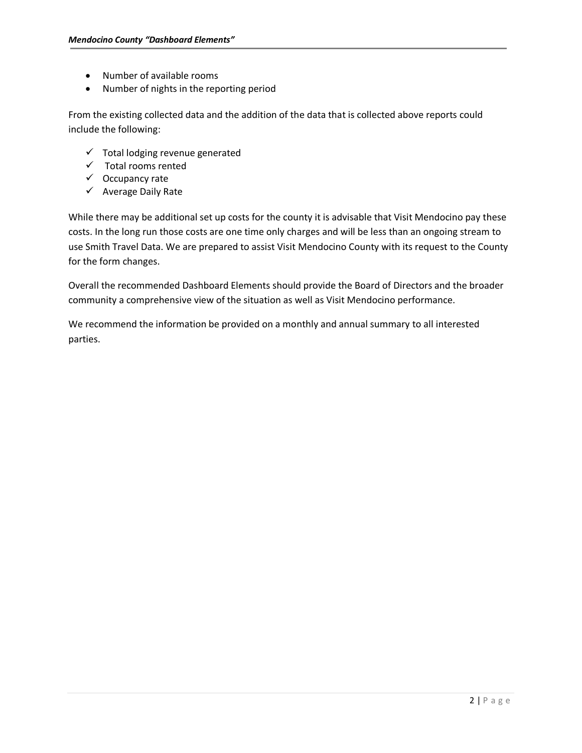- Number of available rooms
- Number of nights in the reporting period

From the existing collected data and the addition of the data that is collected above reports could include the following:

- ✓ Total lodging revenue generated
- ✓ Total rooms rented
- ✓ Occupancy rate
- ✓ Average Daily Rate

While there may be additional set up costs for the county it is advisable that Visit Mendocino pay these costs. In the long run those costs are one time only charges and will be less than an ongoing stream to use Smith Travel Data. We are prepared to assist Visit Mendocino County with its request to the County for the form changes.

Overall the recommended Dashboard Elements should provide the Board of Directors and the broader community a comprehensive view of the situation as well as Visit Mendocino performance.

We recommend the information be provided on a monthly and annual summary to all interested parties.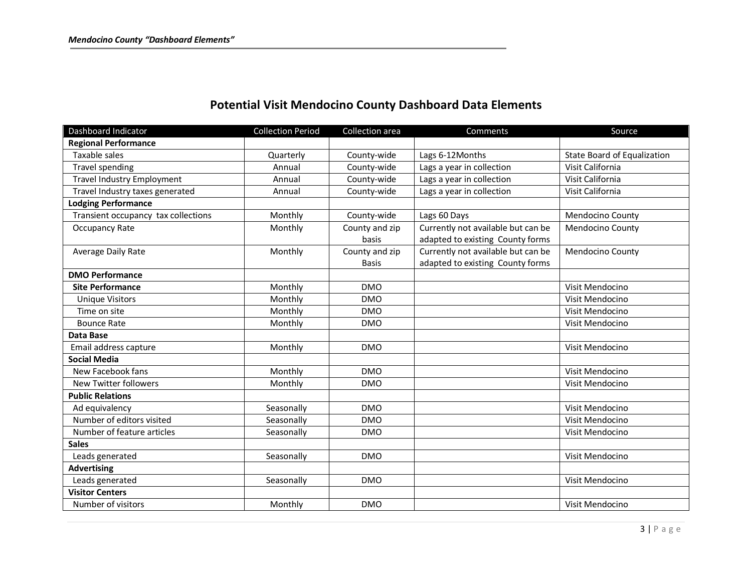# Potential Visit Mendocino County Dashboard Data Elements

| Dashboard Indicator | Collection Period | Collection area | Comments | Source |
|---|---|---|---|---|
| **Regional Performance** | | | | |
| Taxable sales | Quarterly | County-wide | Lags 6-12Months | State Board of Equalization |
| Travel spending | Annual | County-wide | Lags a year in collection | Visit California |
| Travel Industry Employment | Annual | County-wide | Lags a year in collection | Visit California |
| Travel Industry taxes generated | Annual | County-wide | Lags a year in collection | Visit California |
| **Lodging Performance** | | | | |
| Transient occupancy tax collections | Monthly | County-wide | Lags 60 Days | Mendocino County |
| Occupancy Rate | Monthly | County and zip basis | Currently not available but can be adapted to existing County forms | Mendocino County |
| Average Daily Rate | Monthly | County and zip Basis | Currently not available but can be adapted to existing County forms | Mendocino County |
| **DMO Performance** | | | | |
| **Site Performance** | Monthly | DMO | | Visit Mendocino |
| Unique Visitors | Monthly | DMO | | Visit Mendocino |
| Time on site | Monthly | DMO | | Visit Mendocino |
| Bounce Rate | Monthly | DMO | | Visit Mendocino |
| **Data Base** | | | | |
| Email address capture | Monthly | DMO | | Visit Mendocino |
| **Social Media** | | | | |
| New Facebook fans | Monthly | DMO | | Visit Mendocino |
| New Twitter followers | Monthly | DMO | | Visit Mendocino |
| **Public Relations** | | | | |
| Ad equivalency | Seasonally | DMO | | Visit Mendocino |
| Number of editors visited | Seasonally | DMO | | Visit Mendocino |
| Number of feature articles | Seasonally | DMO | | Visit Mendocino |
| **Sales** | | | | |
| Leads generated | Seasonally | DMO | | Visit Mendocino |
| **Advertising** | | | | |
| Leads generated | Seasonally | DMO | | Visit Mendocino |
| **Visitor Centers** | | | | |
| Number of visitors | Monthly | DMO | | Visit Mendocino |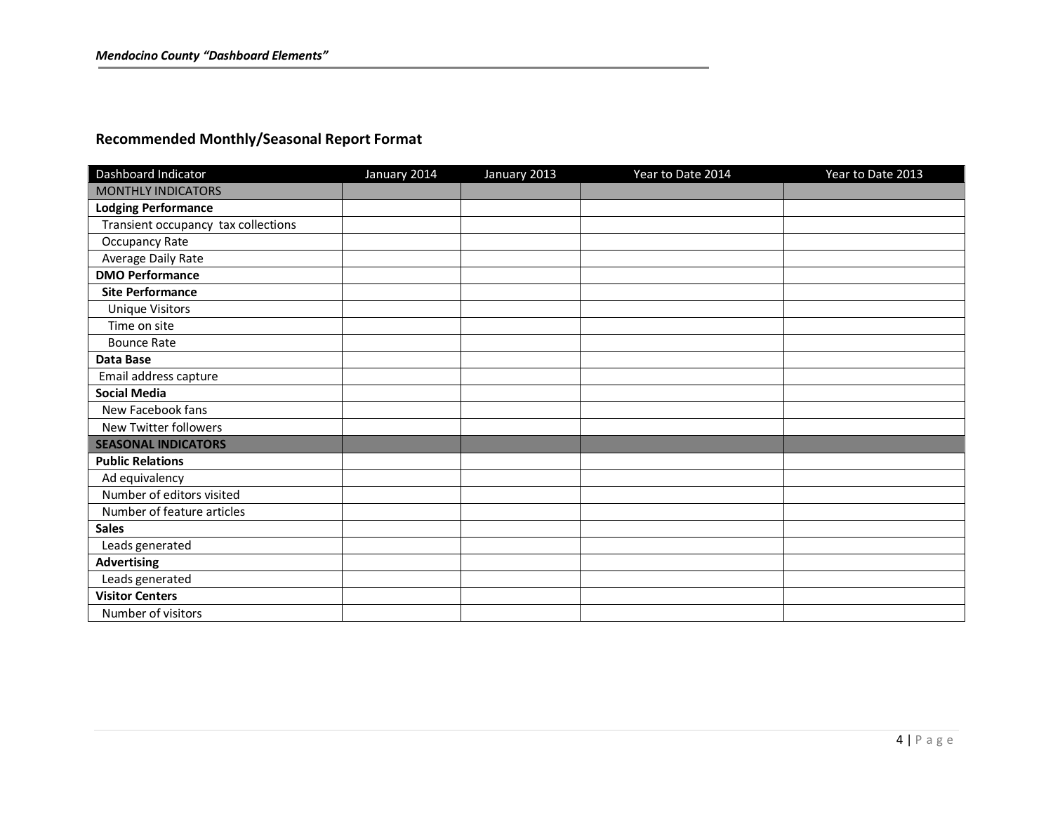## Recommended Monthly/Seasonal Report Format

| Dashboard Indicator | January 2014 | January 2013 | Year to Date 2014 | Year to Date 2013 |
|---|---|---|---|---|
| MONTHLY INDICATORS | | | | |
| **Lodging Performance** | | | | |
| Transient occupancy tax collections | | | | |
| Occupancy Rate | | | | |
| Average Daily Rate | | | | |
| **DMO Performance** | | | | |
| **Site Performance** | | | | |
| Unique Visitors | | | | |
| Time on site | | | | |
| Bounce Rate | | | | |
| **Data Base** | | | | |
| Email address capture | | | | |
| **Social Media** | | | | |
| New Facebook fans | | | | |
| New Twitter followers | | | | |
| **SEASONAL INDICATORS** | | | | |
| **Public Relations** | | | | |
| Ad equivalency | | | | |
| Number of editors visited | | | | |
| Number of feature articles | | | | |
| **Sales** | | | | |
| Leads generated | | | | |
| **Advertising** | | | | |
| Leads generated | | | | |
| **Visitor Centers** | | | | |
| Number of visitors | | | | |